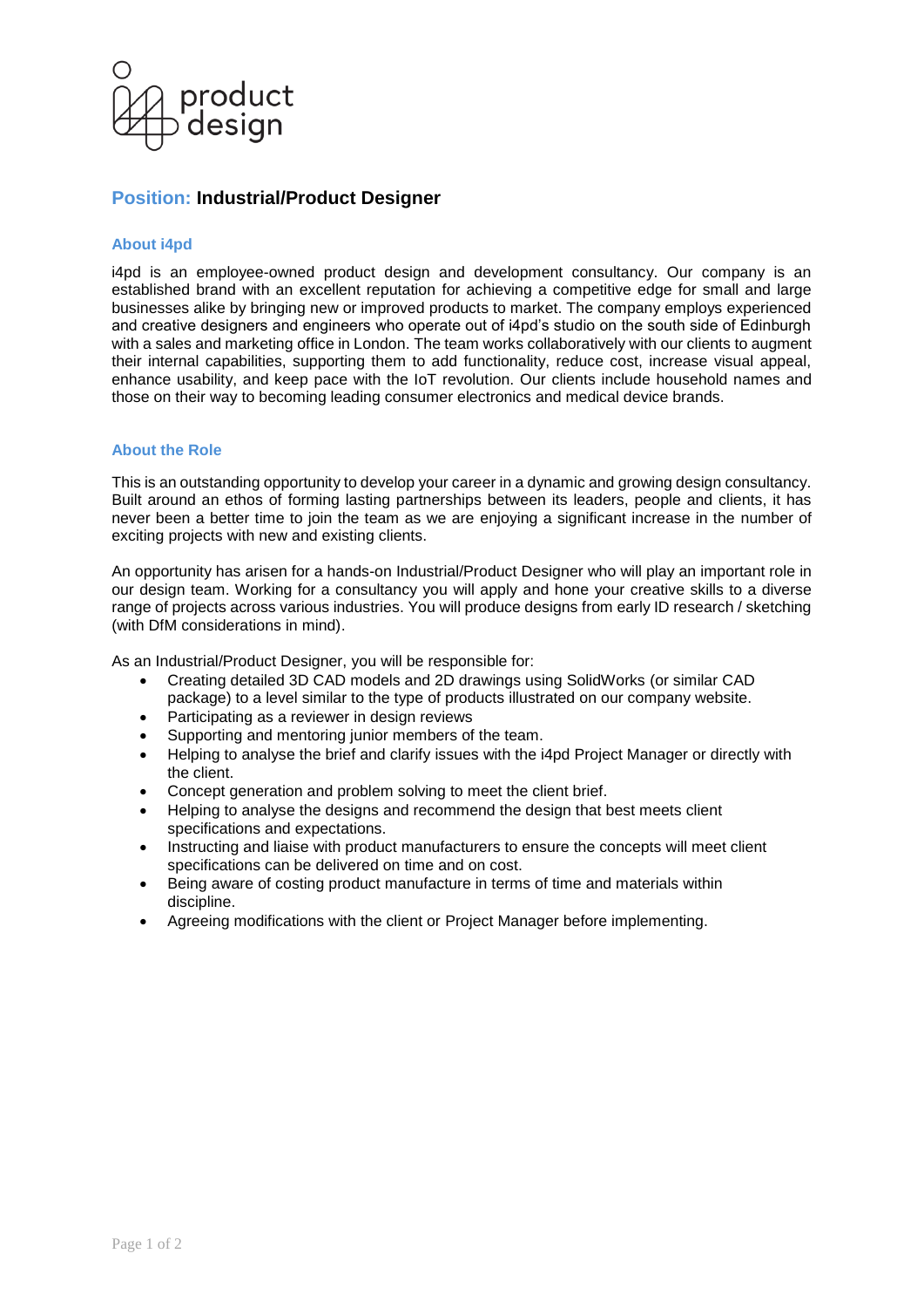# Position: Industrial/Product Designer

## About i4pd

i4pd is an employee-owned product design and development consultancy. Our company is an established brand with an excellent reputation for achieving a competitive edge for small and large businesses alike by bringing new or improved products to market. The company employs experienced and creative designers and engineers who operate out of i4pd's studio on the south side of Edinburgh with a sales and marketing office in London. The team works collaboratively with our clients to augment their internal capabilities, supporting them to add functionality, reduce cost, increase visual appeal, enhance usability, and keep pace with the IoT revolution. Our clients include household names and those on their way to becoming leading consumer electronics and medical device brands.

## About the Role

This is an outstanding opportunity to develop your career in a dynamic and growing design consultancy. Built around an ethos of forming lasting partnerships between its leaders, people and clients, it has never been a better time to join the team as we are enjoying a significant increase in the number of exciting projects with new and existing clients.

An opportunity has arisen for a hands-on Industrial/Product Designer who will play an important role in our design team. Working for a consultancy you will apply and hone your creative skills to a diverse range of projects across various industries. You will produce designs from early ID research / sketching (with DfM considerations in mind).

As an Industrial/Product Designer, you will be responsible for:

- Creating detailed 3D CAD models and 2D drawings using SolidWorks (or similar CAD package) to a level similar to the type of products illustrated on our company website.
- Participating as a reviewer in design reviews
- Supporting and mentoring junior members of the team.
- Helping to analyse the brief and clarify issues with the i4pd Project Manager or directly with the client.
- Concept generation and problem solving to meet the client brief.
- Helping to analyse the designs and recommend the design that best meets client specifications and expectations.
- Instructing and liaise with product manufacturers to ensure the concepts will meet client specifications can be delivered on time and on cost.
- Being aware of costing product manufacture in terms of time and materials within discipline.
- Agreeing modifications with the client or Project Manager before implementing.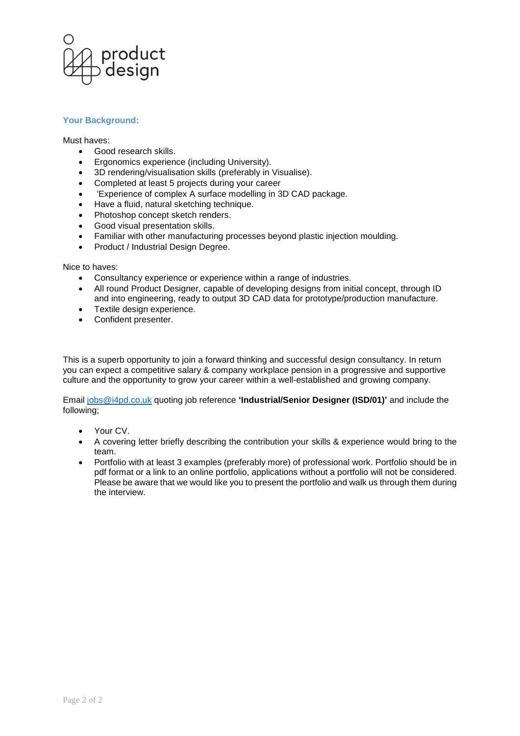### Your Background:

Must haves:

- Good research skills.
- Ergonomics experience (including University).
- 3D rendering/visualisation skills (preferably in Visualise).
- Completed at least 5 projects during your career
- 'Experience of complex A surface modelling in 3D CAD package.
- Have a fluid, natural sketching technique.
- Photoshop concept sketch renders.
- Good visual presentation skills.
- Familiar with other manufacturing processes beyond plastic injection moulding.
- Product / Industrial Design Degree.

Nice to haves:

- Consultancy experience or experience within a range of industries.
- All round Product Designer, capable of developing designs from initial concept, through ID and into engineering, ready to output 3D CAD data for prototype/production manufacture.
- Textile design experience.
- Confident presenter.

This is a superb opportunity to join a forward thinking and successful design consultancy. In return you can expect a competitive salary & company workplace pension in a progressive and supportive culture and the opportunity to grow your career within a well-established and growing company.

Email jobs@i4pd.co.uk quoting job reference **'Industrial/Senior Designer (ISD/01)'** and include the following;

- Your CV.
- A covering letter briefly describing the contribution your skills & experience would bring to the team.
- Portfolio with at least 3 examples (preferably more) of professional work. Portfolio should be in pdf format or a link to an online portfolio, applications without a portfolio will not be considered. Please be aware that we would like you to present the portfolio and walk us through them during the interview.